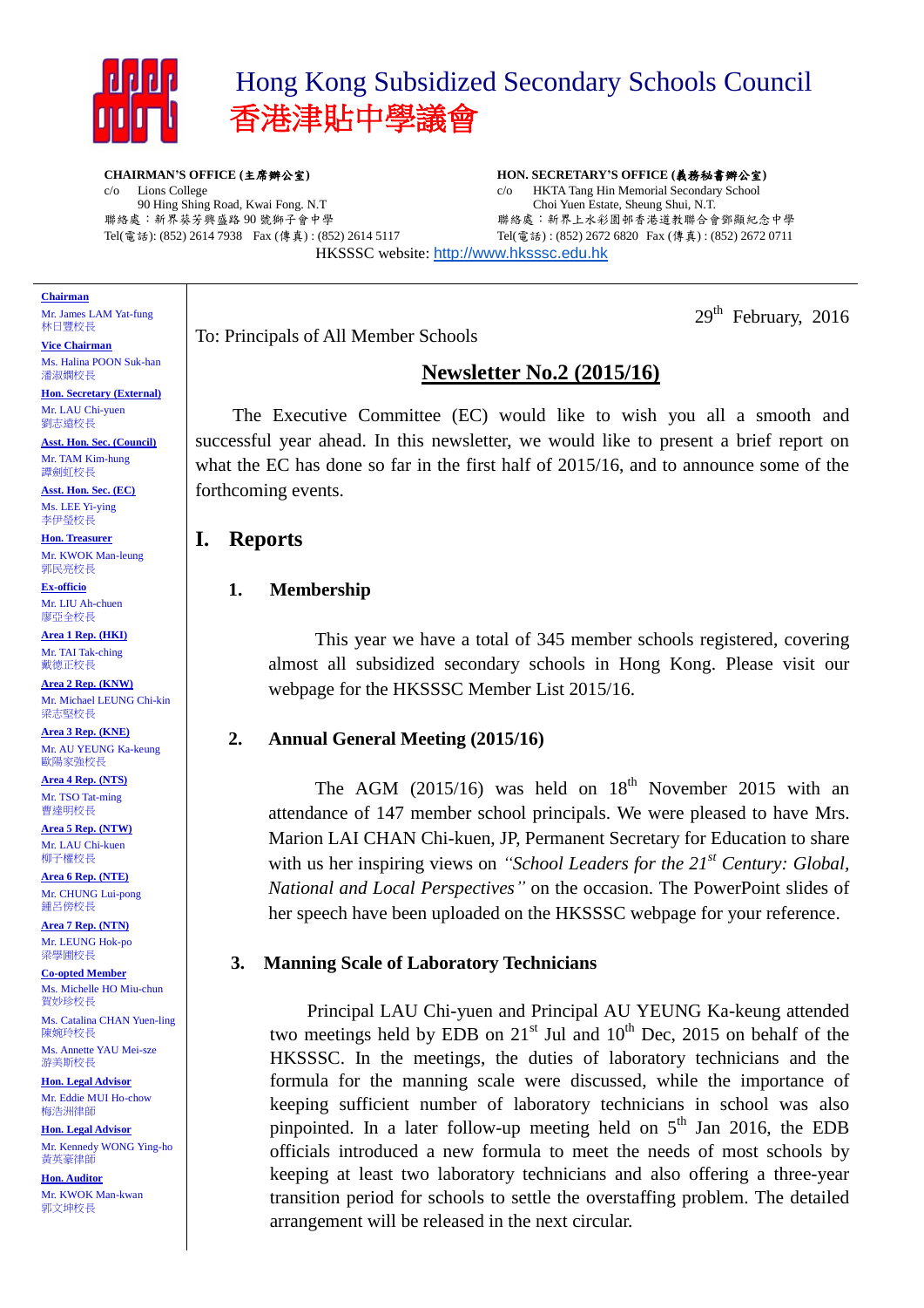# Hong Kong Subsidized Secondary Schools Council
# 香港津貼中學議會

**CHAIRMAN'S OFFICE (主席辦公室)**
c/o Lions College
90 Hing Shing Road, Kwai Fong. N.T
聯絡處：新界葵芳興盛路 90 號獅子會中學
Tel(電話): (852) 2614 7938 Fax (傳真) : (852) 2614 5117

**HON. SECRETARY'S OFFICE (義務秘書辦公室)**
c/o HKTA Tang Hin Memorial Secondary School
Choi Yuen Estate, Sheung Shui, N.T.
聯絡處：新界上水彩園邨香港道教聯合會鄧顯紀念中學
Tel(電話) : (852) 2672 6820 Fax (傳真) : (852) 2672 0711

HKSSSC website: http://www.hksssc.edu.hk

**Chairman**
Mr. James LAM Yat-fung
林日豐校長

**Vice Chairman**
Ms. Halina POON Suk-han
潘淑嫻校長

**Hon. Secretary (External)**
Mr. LAU Chi-yuen
劉志遠校長

**Asst. Hon. Sec. (Council)**
Mr. TAM Kim-hung
譚劍虹校長

**Asst. Hon. Sec. (EC)**
Ms. LEE Yi-ying
李伊瑩校長

**Hon. Treasurer**
Mr. KWOK Man-leung
郭民亮校長

**Ex-officio**
Mr. LIU Ah-chuen
廖亞全校長

**Area 1 Rep. (HKI)**
Mr. TAI Tak-ching
戴德正校長

**Area 2 Rep. (KNW)**
Mr. Michael LEUNG Chi-kin
梁志堅校長

**Area 3 Rep. (KNE)**
Mr. AU YEUNG Ka-keung
歐陽家強校長

**Area 4 Rep. (NTS)**
Mr. TSO Tat-ming
曹達明校長

**Area 5 Rep. (NTW)**
Mr. LAU Chi-kuen
柳子權校長

**Area 6 Rep. (NTE)**
Mr. CHUNG Lui-pong
鍾呂傍校長

**Area 7 Rep. (NTN)**
Mr. LEUNG Hok-po
梁學圃校長

**Co-opted Member**
Ms. Michelle HO Miu-chun
賀妙珍校長

Ms. Catalina CHAN Yuen-ling
陳婉玲校長

Ms. Annette YAU Mei-sze
游美斯校長

**Hon. Legal Advisor**
Mr. Eddie MUI Ho-chow
梅浩洲律師

**Hon. Legal Advisor**
Mr. Kennedy WONG Ying-ho
黃英豪律師

**Hon. Auditor**
Mr. KWOK Man-kwan
郭文坤校長

29th February, 2016

To: Principals of All Member Schools

## Newsletter No.2 (2015/16)

The Executive Committee (EC) would like to wish you all a smooth and successful year ahead. In this newsletter, we would like to present a brief report on what the EC has done so far in the first half of 2015/16, and to announce some of the forthcoming events.

## I. Reports

### 1. Membership

This year we have a total of 345 member schools registered, covering almost all subsidized secondary schools in Hong Kong. Please visit our webpage for the HKSSSC Member List 2015/16.

### 2. Annual General Meeting (2015/16)

The AGM (2015/16) was held on 18th November 2015 with an attendance of 147 member school principals. We were pleased to have Mrs. Marion LAI CHAN Chi-kuen, JP, Permanent Secretary for Education to share with us her inspiring views on *"School Leaders for the 21st Century: Global, National and Local Perspectives"* on the occasion. The PowerPoint slides of her speech have been uploaded on the HKSSSC webpage for your reference.

### 3. Manning Scale of Laboratory Technicians

Principal LAU Chi-yuen and Principal AU YEUNG Ka-keung attended two meetings held by EDB on 21st Jul and 10th Dec, 2015 on behalf of the HKSSSC. In the meetings, the duties of laboratory technicians and the formula for the manning scale were discussed, while the importance of keeping sufficient number of laboratory technicians in school was also pinpointed. In a later follow-up meeting held on 5th Jan 2016, the EDB officials introduced a new formula to meet the needs of most schools by keeping at least two laboratory technicians and also offering a three-year transition period for schools to settle the overstaffing problem. The detailed arrangement will be released in the next circular.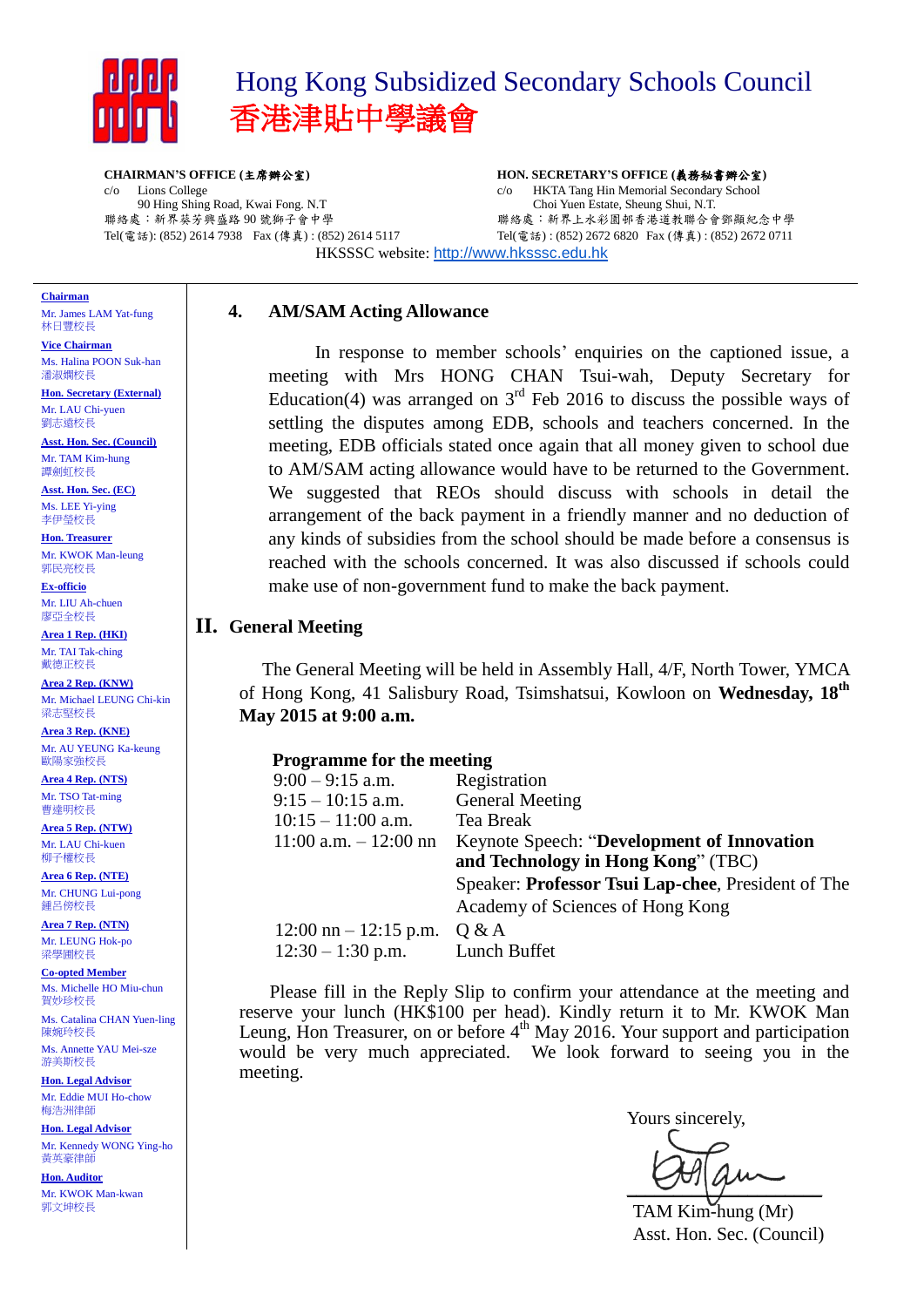# Hong Kong Subsidized Secondary Schools Council
# 香港津貼中學議會

**CHAIRMAN'S OFFICE (主席辦公室)**
c/o Lions College
90 Hing Shing Road, Kwai Fong. N.T
聯絡處：新界葵芳興盛路 90 號獅子會中學
Tel(電話): (852) 2614 7938 Fax (傳真) : (852) 2614 5117

**HON. SECRETARY'S OFFICE (義務秘書辦公室)**
c/o HKTA Tang Hin Memorial Secondary School
Choi Yuen Estate, Sheung Shui, N.T.
聯絡處：新界上水彩園邨香港道教聯合會鄧顯紀念中學
Tel(電話) : (852) 2672 6820 Fax (傳真) : (852) 2672 0711

HKSSSC website: http://www.hksssc.edu.hk

**Chairman**
Mr. James LAM Yat-fung
林日豐校長

**Vice Chairman**
Ms. Halina POON Suk-han
潘淑嫻校長

**Hon. Secretary (External)**
Mr. LAU Chi-yuen
劉志遠校長

**Asst. Hon. Sec. (Council)**
Mr. TAM Kim-hung
譚劍虹校長

**Asst. Hon. Sec. (EC)**
Ms. LEE Yi-ying
李伊瑩校長

**Hon. Treasurer**
Mr. KWOK Man-leung
郭民亮校長

**Ex-officio**
Mr. LIU Ah-chuen
廖亞全校長

**Area 1 Rep. (HKI)**
Mr. TAI Tak-ching
戴德正校長

**Area 2 Rep. (KNW)**
Mr. Michael LEUNG Chi-kin
梁志堅校長

**Area 3 Rep. (KNE)**
Mr. AU YEUNG Ka-keung
歐陽家強校長

**Area 4 Rep. (NTS)**
Mr. TSO Tat-ming
曹達明校長

**Area 5 Rep. (NTW)**
Mr. LAU Chi-kuen
柳子權校長

**Area 6 Rep. (NTE)**
Mr. CHUNG Lui-pong
鍾呂傍校長

**Area 7 Rep. (NTN)**
Mr. LEUNG Hok-po
梁學圃校長

**Co-opted Member**
Ms. Michelle HO Miu-chun
賀妙珍校長

Ms. Catalina CHAN Yuen-ling
陳婉玲校長

Ms. Annette YAU Mei-sze
游美斯校長

**Hon. Legal Advisor**
Mr. Eddie MUI Ho-chow
梅浩洲律師

**Hon. Legal Advisor**
Mr. Kennedy WONG Ying-ho
黃英豪律師

**Hon. Auditor**
Mr. KWOK Man-kwan
郭文坤校長

---

### 4. AM/SAM Acting Allowance

In response to member schools' enquiries on the captioned issue, a meeting with Mrs HONG CHAN Tsui-wah, Deputy Secretary for Education(4) was arranged on 3rd Feb 2016 to discuss the possible ways of settling the disputes among EDB, schools and teachers concerned. In the meeting, EDB officials stated once again that all money given to school due to AM/SAM acting allowance would have to be returned to the Government. We suggested that REOs should discuss with schools in detail the arrangement of the back payment in a friendly manner and no deduction of any kinds of subsidies from the school should be made before a consensus is reached with the schools concerned. It was also discussed if schools could make use of non-government fund to make the back payment.

## II. General Meeting

The General Meeting will be held in Assembly Hall, 4/F, North Tower, YMCA of Hong Kong, 41 Salisbury Road, Tsimshatsui, Kowloon on **Wednesday, 18th May 2015 at 9:00 a.m.**

**Programme for the meeting**

| | |
|---|---|
| 9:00 – 9:15 a.m. | Registration |
| 9:15 – 10:15 a.m. | General Meeting |
| 10:15 – 11:00 a.m. | Tea Break |
| 11:00 a.m. – 12:00 nn | Keynote Speech: "**Development of Innovation and Technology in Hong Kong**" (TBC)<br>Speaker: **Professor Tsui Lap-chee**, President of The Academy of Sciences of Hong Kong |
| 12:00 nn – 12:15 p.m. | Q & A |
| 12:30 – 1:30 p.m. | Lunch Buffet |

Please fill in the Reply Slip to confirm your attendance at the meeting and reserve your lunch (HK$100 per head). Kindly return it to Mr. KWOK Man Leung, Hon Treasurer, on or before 4th May 2016. Your support and participation would be very much appreciated. We look forward to seeing you in the meeting.

Yours sincerely,

TAM Kim-hung (Mr)
Asst. Hon. Sec. (Council)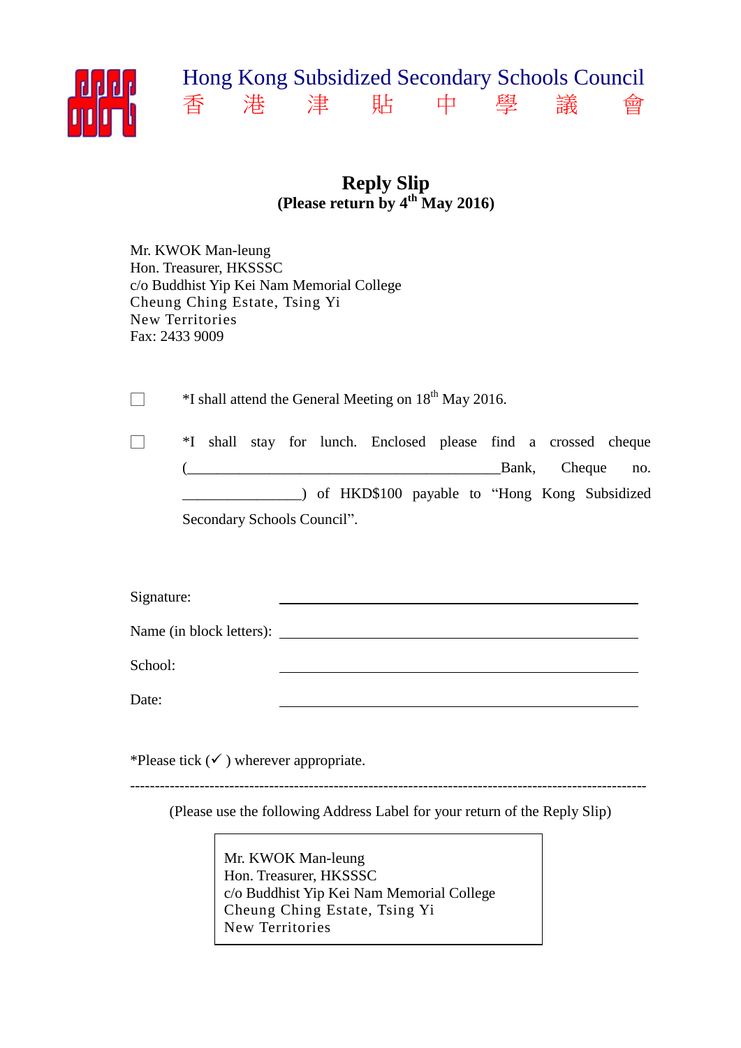Hong Kong Subsidized Secondary Schools Council
香　港　津　貼　中　學　議　會

# Reply Slip
**(Please return by 4th May 2016)**

Mr. KWOK Man-leung
Hon. Treasurer, HKSSSC
c/o Buddhist Yip Kei Nam Memorial College
Cheung Ching Estate, Tsing Yi
New Territories
Fax: 2433 9009

☐ *I shall attend the General Meeting on 18th May 2016.

☐ *I shall stay for lunch. Enclosed please find a crossed cheque (________________________________________Bank, Cheque no. ________________) of HKD$100 payable to "Hong Kong Subsidized Secondary Schools Council".

Signature: ______________________________

Name (in block letters): ______________________________

School: ______________________________

Date: ______________________________

*Please tick (✓ ) wherever appropriate.

---

(Please use the following Address Label for your return of the Reply Slip)

| |
|---|
| Mr. KWOK Man-leung<br>Hon. Treasurer, HKSSSC<br>c/o Buddhist Yip Kei Nam Memorial College<br>Cheung Ching Estate, Tsing Yi<br>New Territories |